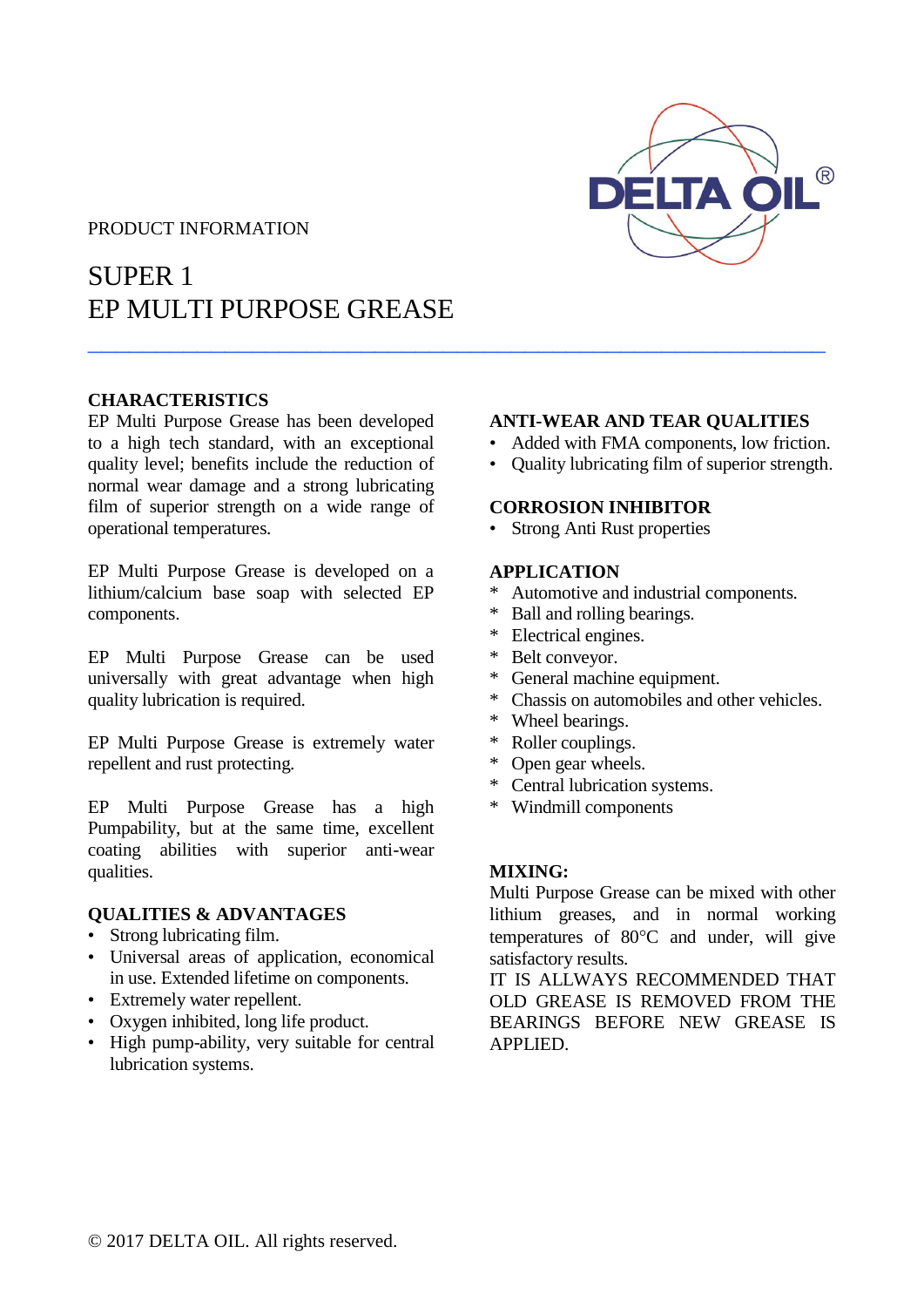PRODUCT INFORMATION

# SUPER 1
# EP MULTI PURPOSE GREASE

---

## CHARACTERISTICS

EP Multi Purpose Grease has been developed to a high tech standard, with an exceptional quality level; benefits include the reduction of normal wear damage and a strong lubricating film of superior strength on a wide range of operational temperatures.

EP Multi Purpose Grease is developed on a lithium/calcium base soap with selected EP components.

EP Multi Purpose Grease can be used universally with great advantage when high quality lubrication is required.

EP Multi Purpose Grease is extremely water repellent and rust protecting.

EP Multi Purpose Grease has a high Pumpability, but at the same time, excellent coating abilities with superior anti-wear qualities.

## QUALITIES & ADVANTAGES

- Strong lubricating film.
- Universal areas of application, economical in use. Extended lifetime on components.
- Extremely water repellent.
- Oxygen inhibited, long life product.
- High pump-ability, very suitable for central lubrication systems.

## ANTI-WEAR AND TEAR QUALITIES

- Added with FMA components, low friction.
- Quality lubricating film of superior strength.

## CORROSION INHIBITOR

- Strong Anti Rust properties

## APPLICATION

* Automotive and industrial components.
* Ball and rolling bearings.
* Electrical engines.
* Belt conveyor.
* General machine equipment.
* Chassis on automobiles and other vehicles.
* Wheel bearings.
* Roller couplings.
* Open gear wheels.
* Central lubrication systems.
* Windmill components

## MIXING:

Multi Purpose Grease can be mixed with other lithium greases, and in normal working temperatures of 80°C and under, will give satisfactory results.

IT IS ALLWAYS RECOMMENDED THAT OLD GREASE IS REMOVED FROM THE BEARINGS BEFORE NEW GREASE IS APPLIED.

© 2017 DELTA OIL. All rights reserved.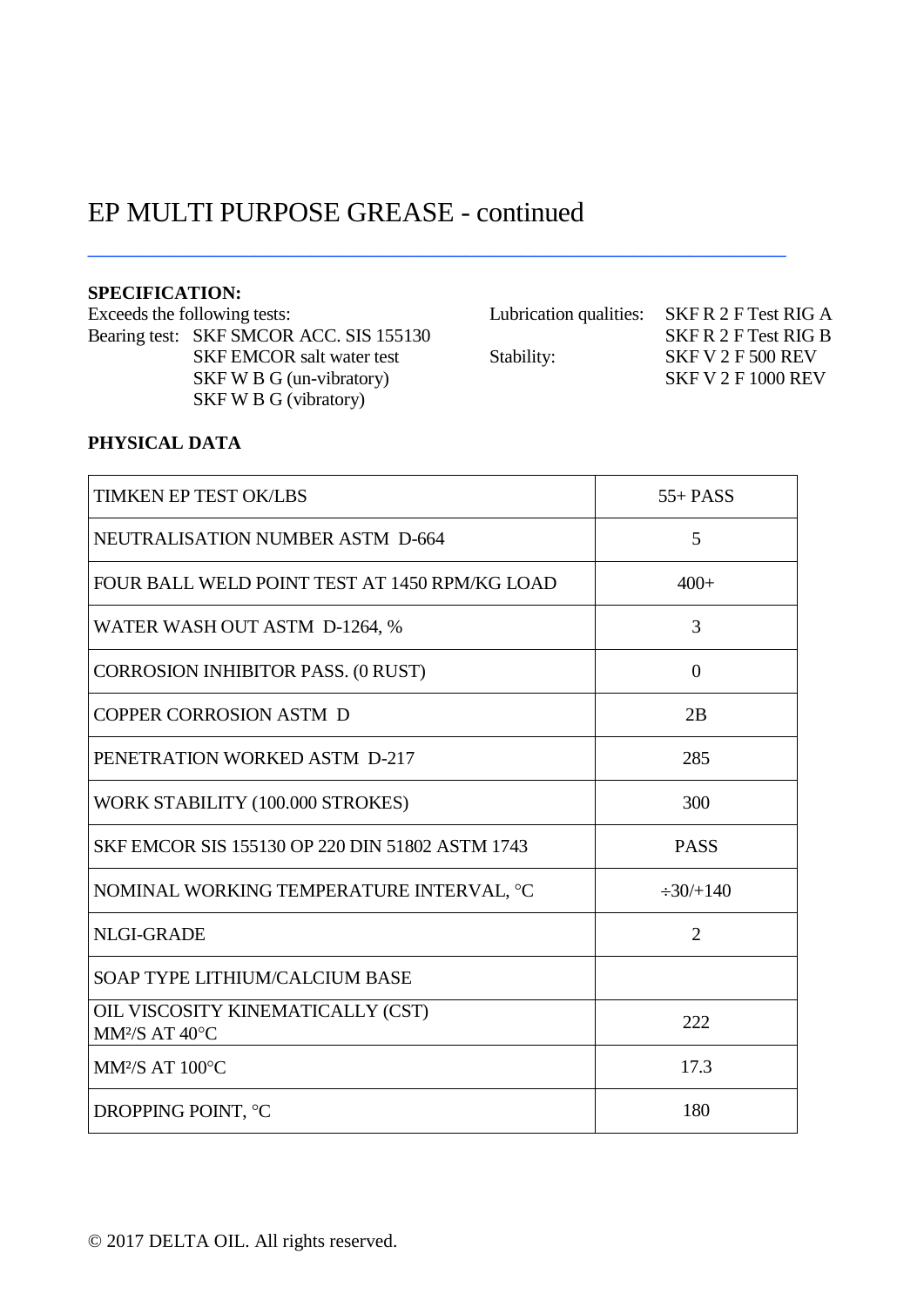# EP MULTI PURPOSE GREASE - continued

**SPECIFICATION:**

Exceeds the following tests:

Bearing test: SKF SMCOR ACC. SIS 155130
SKF EMCOR salt water test
SKF W B G (un-vibratory)
SKF W B G (vibratory)

Lubrication qualities: SKF R 2 F Test RIG A
SKF R 2 F Test RIG B

Stability: SKF V 2 F 500 REV
SKF V 2 F 1000 REV

**PHYSICAL DATA**

| | |
|---|---|
| TIMKEN EP TEST OK/LBS | 55+ PASS |
| NEUTRALISATION NUMBER ASTM D-664 | 5 |
| FOUR BALL WELD POINT TEST AT 1450 RPM/KG LOAD | 400+ |
| WATER WASH OUT ASTM D-1264, % | 3 |
| CORROSION INHIBITOR PASS. (0 RUST) | 0 |
| COPPER CORROSION ASTM D | 2B |
| PENETRATION WORKED ASTM D-217 | 285 |
| WORK STABILITY (100.000 STROKES) | 300 |
| SKF EMCOR SIS 155130 OP 220 DIN 51802 ASTM 1743 | PASS |
| NOMINAL WORKING TEMPERATURE INTERVAL, °C | ÷30/+140 |
| NLGI-GRADE | 2 |
| SOAP TYPE LITHIUM/CALCIUM BASE | |
| OIL VISCOSITY KINEMATICALLY (CST) $MM^2/S$ AT 40°C | 222 |
| $MM^2/S$ AT 100°C | 17.3 |
| DROPPING POINT, °C | 180 |

© 2017 DELTA OIL. All rights reserved.